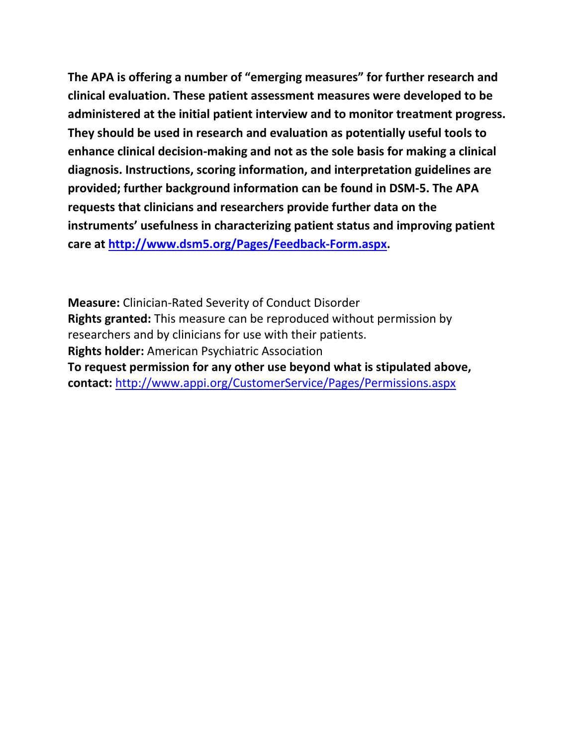**The APA is offering a number of "emerging measures" for further research and clinical evaluation. These patient assessment measures were developed to be administered at the initial patient interview and to monitor treatment progress. They should be used in research and evaluation as potentially useful tools to enhance clinical decision-making and not as the sole basis for making a clinical diagnosis. Instructions, scoring information, and interpretation guidelines are provided; further background information can be found in DSM-5. The APA requests that clinicians and researchers provide further data on the instruments' usefulness in characterizing patient status and improving patient care at [http://www.dsm5.org/Pages/Feedback-Form.aspx](http://www.dsm5.org/Pages/Feedback-Form.aspx).**

**Measure:** Clinician-Rated Severity of Conduct Disorder
**Rights granted:** This measure can be reproduced without permission by researchers and by clinicians for use with their patients.
**Rights holder:** American Psychiatric Association
**To request permission for any other use beyond what is stipulated above, contact:** [http://www.appi.org/CustomerService/Pages/Permissions.aspx](http://www.appi.org/CustomerService/Pages/Permissions.aspx)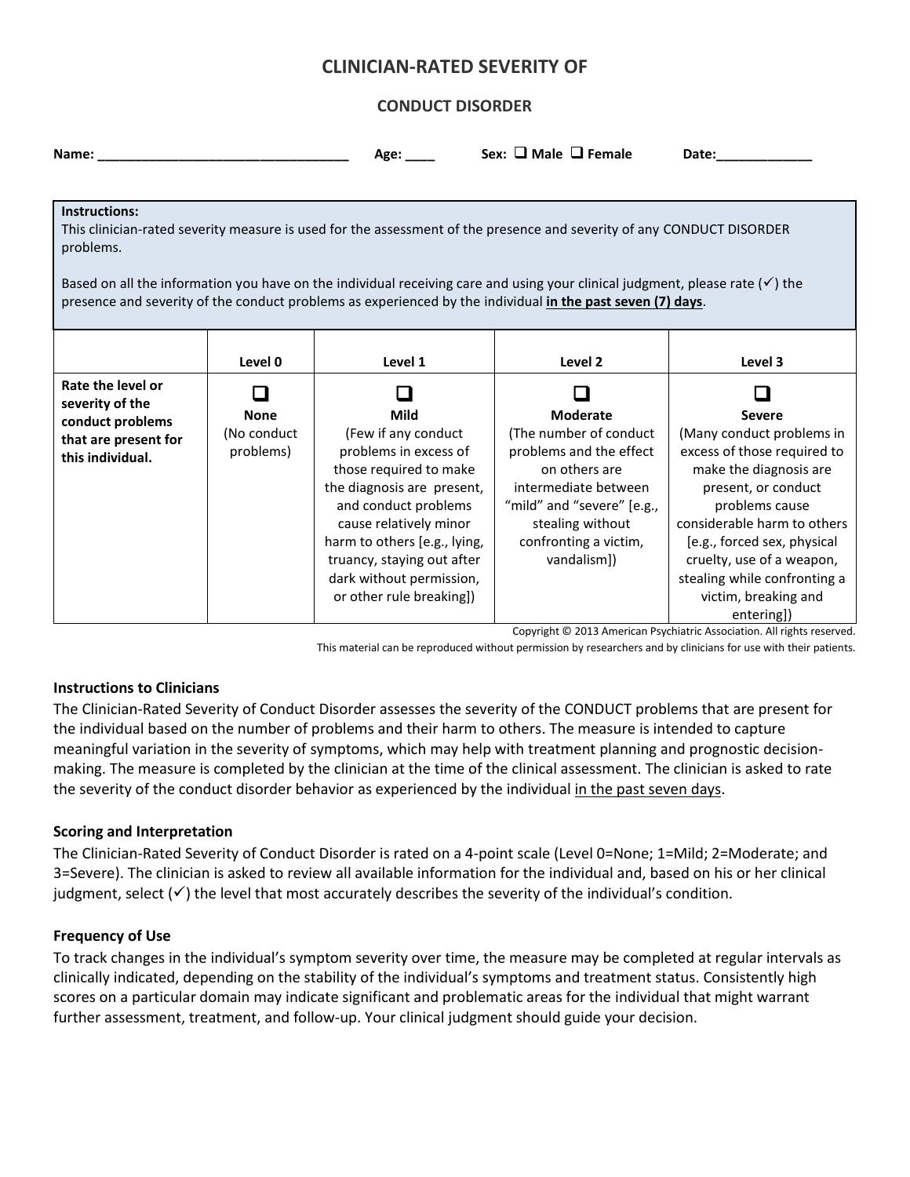# CLINICIAN-RATED SEVERITY OF

## CONDUCT DISORDER

**Name:** ________________________________ **Age:** ____ **Sex:** ❑ **Male** ❑ **Female** **Date:**_____________

**Instructions:**
This clinician-rated severity measure is used for the assessment of the presence and severity of any CONDUCT DISORDER problems.

Based on all the information you have on the individual receiving care and using your clinical judgment, please rate (✓) the presence and severity of the conduct problems as experienced by the individual **in the past seven (7) days**.

| | Level 0 | Level 1 | Level 2 | Level 3 |
|---|---|---|---|---|
| **Rate the level or severity of the conduct problems that are present for this individual.** | ❑ **None** (No conduct problems) | ❑ **Mild** (Few if any conduct problems in excess of those required to make the diagnosis are present, and conduct problems cause relatively minor harm to others [e.g., lying, truancy, staying out after dark without permission, or other rule breaking]) | ❑ **Moderate** (The number of conduct problems and the effect on others are intermediate between "mild" and "severe" [e.g., stealing without confronting a victim, vandalism]) | ❑ **Severe** (Many conduct problems in excess of those required to make the diagnosis are present, or conduct problems cause considerable harm to others [e.g., forced sex, physical cruelty, use of a weapon, stealing while confronting a victim, breaking and entering]) |

Copyright © 2013 American Psychiatric Association. All rights reserved.
This material can be reproduced without permission by researchers and by clinicians for use with their patients.

### Instructions to Clinicians

The Clinician-Rated Severity of Conduct Disorder assesses the severity of the CONDUCT problems that are present for the individual based on the number of problems and their harm to others. The measure is intended to capture meaningful variation in the severity of symptoms, which may help with treatment planning and prognostic decision-making. The measure is completed by the clinician at the time of the clinical assessment. The clinician is asked to rate the severity of the conduct disorder behavior as experienced by the individual in the past seven days.

### Scoring and Interpretation

The Clinician-Rated Severity of Conduct Disorder is rated on a 4-point scale (Level 0=None; 1=Mild; 2=Moderate; and 3=Severe). The clinician is asked to review all available information for the individual and, based on his or her clinical judgment, select (✓) the level that most accurately describes the severity of the individual's condition.

### Frequency of Use

To track changes in the individual's symptom severity over time, the measure may be completed at regular intervals as clinically indicated, depending on the stability of the individual's symptoms and treatment status. Consistently high scores on a particular domain may indicate significant and problematic areas for the individual that might warrant further assessment, treatment, and follow-up. Your clinical judgment should guide your decision.